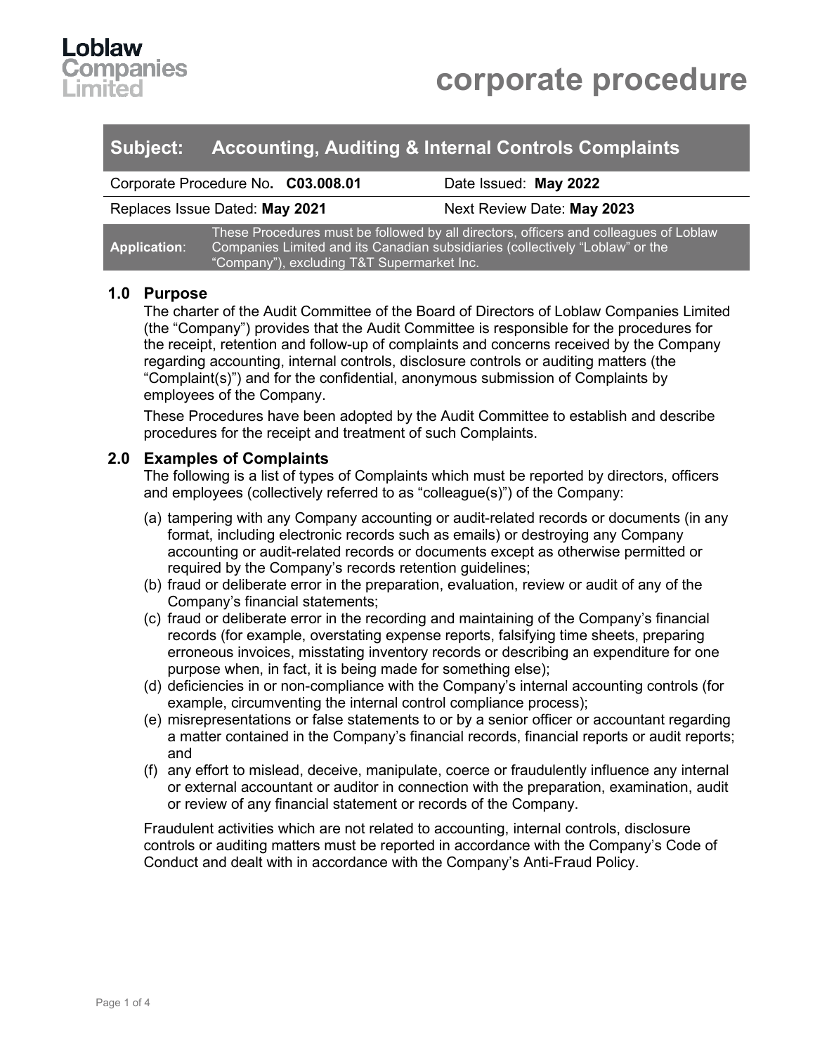**Loblaw Companies Limited**

# corporate procedure

## Subject: Accounting, Auditing & Internal Controls Complaints

| Corporate Procedure No. **C03.008.01** | Date Issued: **May 2022** |
| --- | --- |
| Replaces Issue Dated: **May 2021** | Next Review Date: **May 2023** |

**Application**: These Procedures must be followed by all directors, officers and colleagues of Loblaw Companies Limited and its Canadian subsidiaries (collectively "Loblaw" or the "Company"), excluding T&T Supermarket Inc.

### 1.0 Purpose

The charter of the Audit Committee of the Board of Directors of Loblaw Companies Limited (the "Company") provides that the Audit Committee is responsible for the procedures for the receipt, retention and follow-up of complaints and concerns received by the Company regarding accounting, internal controls, disclosure controls or auditing matters (the "Complaint(s)") and for the confidential, anonymous submission of Complaints by employees of the Company.

These Procedures have been adopted by the Audit Committee to establish and describe procedures for the receipt and treatment of such Complaints.

### 2.0 Examples of Complaints

The following is a list of types of Complaints which must be reported by directors, officers and employees (collectively referred to as "colleague(s)") of the Company:

(a) tampering with any Company accounting or audit-related records or documents (in any format, including electronic records such as emails) or destroying any Company accounting or audit-related records or documents except as otherwise permitted or required by the Company's records retention guidelines;

(b) fraud or deliberate error in the preparation, evaluation, review or audit of any of the Company's financial statements;

(c) fraud or deliberate error in the recording and maintaining of the Company's financial records (for example, overstating expense reports, falsifying time sheets, preparing erroneous invoices, misstating inventory records or describing an expenditure for one purpose when, in fact, it is being made for something else);

(d) deficiencies in or non-compliance with the Company's internal accounting controls (for example, circumventing the internal control compliance process);

(e) misrepresentations or false statements to or by a senior officer or accountant regarding a matter contained in the Company's financial records, financial reports or audit reports; and

(f) any effort to mislead, deceive, manipulate, coerce or fraudulently influence any internal or external accountant or auditor in connection with the preparation, examination, audit or review of any financial statement or records of the Company.

Fraudulent activities which are not related to accounting, internal controls, disclosure controls or auditing matters must be reported in accordance with the Company's Code of Conduct and dealt with in accordance with the Company's Anti-Fraud Policy.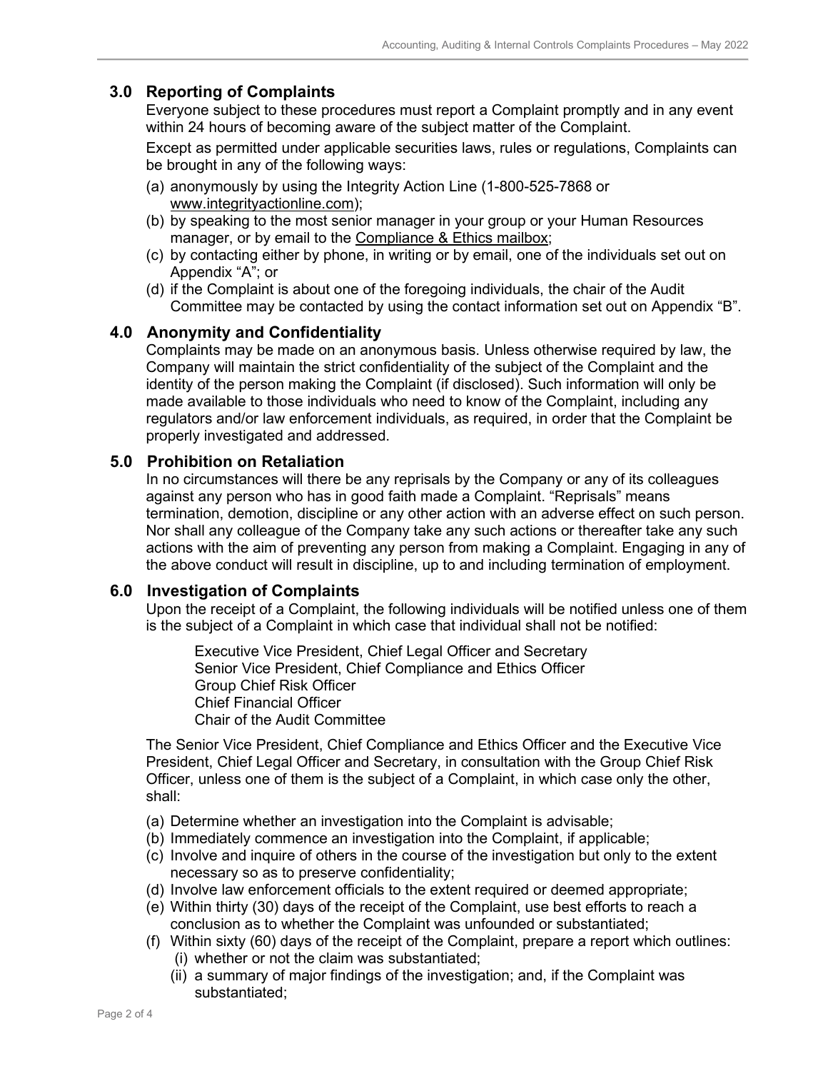## 3.0 Reporting of Complaints

Everyone subject to these procedures must report a Complaint promptly and in any event within 24 hours of becoming aware of the subject matter of the Complaint.

Except as permitted under applicable securities laws, rules or regulations, Complaints can be brought in any of the following ways:

(a) anonymously by using the Integrity Action Line (1-800-525-7868 or www.integrityactionline.com);
(b) by speaking to the most senior manager in your group or your Human Resources manager, or by email to the Compliance & Ethics mailbox;
(c) by contacting either by phone, in writing or by email, one of the individuals set out on Appendix "A"; or
(d) if the Complaint is about one of the foregoing individuals, the chair of the Audit Committee may be contacted by using the contact information set out on Appendix "B".

## 4.0 Anonymity and Confidentiality

Complaints may be made on an anonymous basis. Unless otherwise required by law, the Company will maintain the strict confidentiality of the subject of the Complaint and the identity of the person making the Complaint (if disclosed). Such information will only be made available to those individuals who need to know of the Complaint, including any regulators and/or law enforcement individuals, as required, in order that the Complaint be properly investigated and addressed.

## 5.0 Prohibition on Retaliation

In no circumstances will there be any reprisals by the Company or any of its colleagues against any person who has in good faith made a Complaint. "Reprisals" means termination, demotion, discipline or any other action with an adverse effect on such person. Nor shall any colleague of the Company take any such actions or thereafter take any such actions with the aim of preventing any person from making a Complaint. Engaging in any of the above conduct will result in discipline, up to and including termination of employment.

## 6.0 Investigation of Complaints

Upon the receipt of a Complaint, the following individuals will be notified unless one of them is the subject of a Complaint in which case that individual shall not be notified:

Executive Vice President, Chief Legal Officer and Secretary
Senior Vice President, Chief Compliance and Ethics Officer
Group Chief Risk Officer
Chief Financial Officer
Chair of the Audit Committee

The Senior Vice President, Chief Compliance and Ethics Officer and the Executive Vice President, Chief Legal Officer and Secretary, in consultation with the Group Chief Risk Officer, unless one of them is the subject of a Complaint, in which case only the other, shall:

(a) Determine whether an investigation into the Complaint is advisable;
(b) Immediately commence an investigation into the Complaint, if applicable;
(c) Involve and inquire of others in the course of the investigation but only to the extent necessary so as to preserve confidentiality;
(d) Involve law enforcement officials to the extent required or deemed appropriate;
(e) Within thirty (30) days of the receipt of the Complaint, use best efforts to reach a conclusion as to whether the Complaint was unfounded or substantiated;
(f) Within sixty (60) days of the receipt of the Complaint, prepare a report which outlines:
   (i) whether or not the claim was substantiated;
   (ii) a summary of major findings of the investigation; and, if the Complaint was substantiated;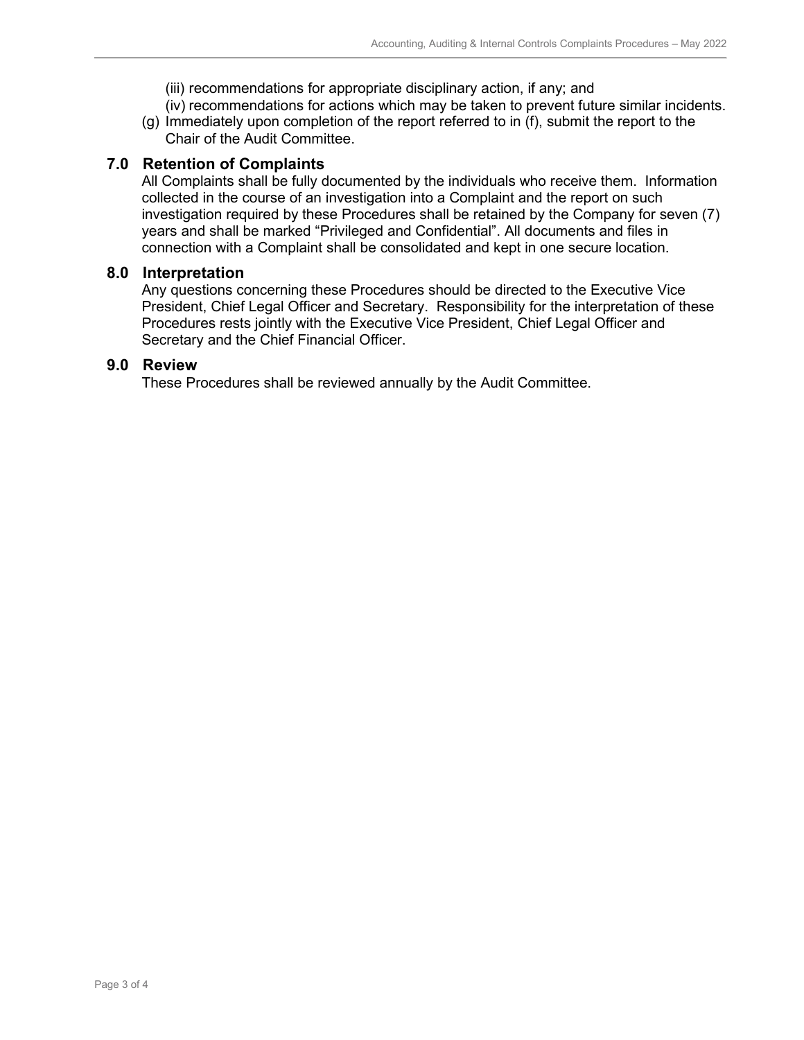(iii) recommendations for appropriate disciplinary action, if any; and

(iv) recommendations for actions which may be taken to prevent future similar incidents.

(g) Immediately upon completion of the report referred to in (f), submit the report to the Chair of the Audit Committee.

## 7.0 Retention of Complaints

All Complaints shall be fully documented by the individuals who receive them. Information collected in the course of an investigation into a Complaint and the report on such investigation required by these Procedures shall be retained by the Company for seven (7) years and shall be marked "Privileged and Confidential". All documents and files in connection with a Complaint shall be consolidated and kept in one secure location.

## 8.0 Interpretation

Any questions concerning these Procedures should be directed to the Executive Vice President, Chief Legal Officer and Secretary. Responsibility for the interpretation of these Procedures rests jointly with the Executive Vice President, Chief Legal Officer and Secretary and the Chief Financial Officer.

## 9.0 Review

These Procedures shall be reviewed annually by the Audit Committee.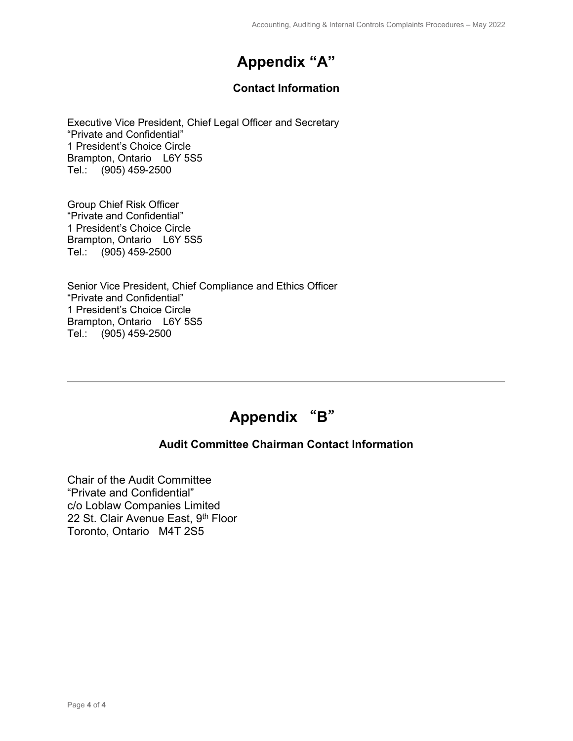# Appendix "A"

## Contact Information

Executive Vice President, Chief Legal Officer and Secretary
"Private and Confidential"
1 President's Choice Circle
Brampton, Ontario L6Y 5S5
Tel.: (905) 459-2500

Group Chief Risk Officer
"Private and Confidential"
1 President's Choice Circle
Brampton, Ontario L6Y 5S5
Tel.: (905) 459-2500

Senior Vice President, Chief Compliance and Ethics Officer
"Private and Confidential"
1 President's Choice Circle
Brampton, Ontario L6Y 5S5
Tel.: (905) 459-2500

---

# Appendix "B"

## Audit Committee Chairman Contact Information

Chair of the Audit Committee
"Private and Confidential"
c/o Loblaw Companies Limited
22 St. Clair Avenue East, 9th Floor
Toronto, Ontario M4T 2S5